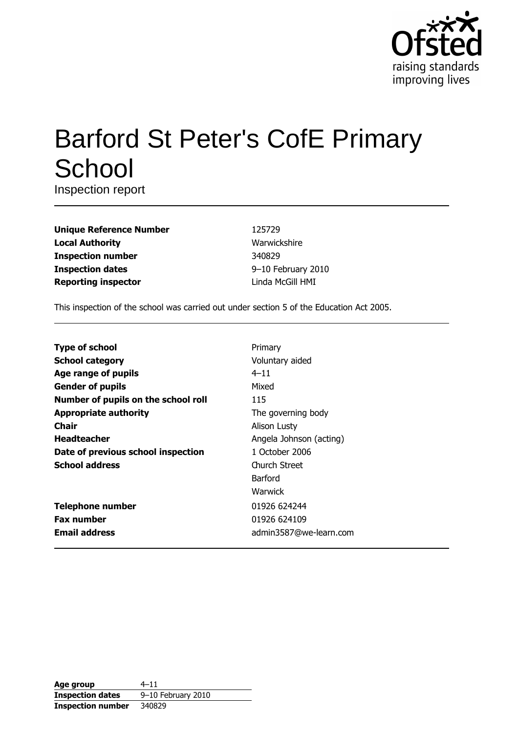# Barford St Peter's CofE Primary School

Inspection report

| | |
|---|---|
| **Unique Reference Number** | 125729 |
| **Local Authority** | Warwickshire |
| **Inspection number** | 340829 |
| **Inspection dates** | 9–10 February 2010 |
| **Reporting inspector** | Linda McGill HMI |

This inspection of the school was carried out under section 5 of the Education Act 2005.

| | |
|---|---|
| **Type of school** | Primary |
| **School category** | Voluntary aided |
| **Age range of pupils** | 4–11 |
| **Gender of pupils** | Mixed |
| **Number of pupils on the school roll** | 115 |
| **Appropriate authority** | The governing body |
| **Chair** | Alison Lusty |
| **Headteacher** | Angela Johnson (acting) |
| **Date of previous school inspection** | 1 October 2006 |
| **School address** | Church Street<br>Barford<br>Warwick |
| **Telephone number** | 01926 624244 |
| **Fax number** | 01926 624109 |
| **Email address** | admin3587@we-learn.com |

| | |
|---|---|
| **Age group** | 4–11 |
| **Inspection dates** | 9–10 February 2010 |
| **Inspection number** | 340829 |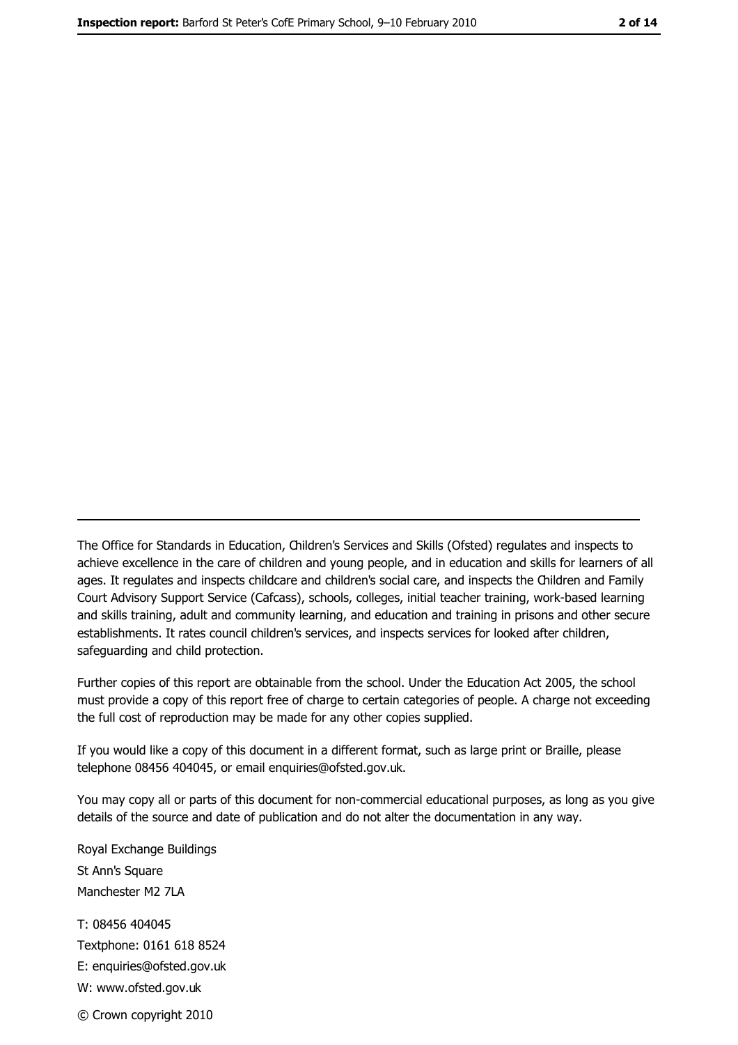The Office for Standards in Education, Children's Services and Skills (Ofsted) regulates and inspects to achieve excellence in the care of children and young people, and in education and skills for learners of all ages. It regulates and inspects childcare and children's social care, and inspects the Children and Family Court Advisory Support Service (Cafcass), schools, colleges, initial teacher training, work-based learning and skills training, adult and community learning, and education and training in prisons and other secure establishments. It rates council children's services, and inspects services for looked after children, safeguarding and child protection.

Further copies of this report are obtainable from the school. Under the Education Act 2005, the school must provide a copy of this report free of charge to certain categories of people. A charge not exceeding the full cost of reproduction may be made for any other copies supplied.

If you would like a copy of this document in a different format, such as large print or Braille, please telephone 08456 404045, or email enquiries@ofsted.gov.uk.

You may copy all or parts of this document for non-commercial educational purposes, as long as you give details of the source and date of publication and do not alter the documentation in any way.

Royal Exchange Buildings
St Ann's Square
Manchester M2 7LA

T: 08456 404045
Textphone: 0161 618 8524
E: enquiries@ofsted.gov.uk
W: www.ofsted.gov.uk

© Crown copyright 2010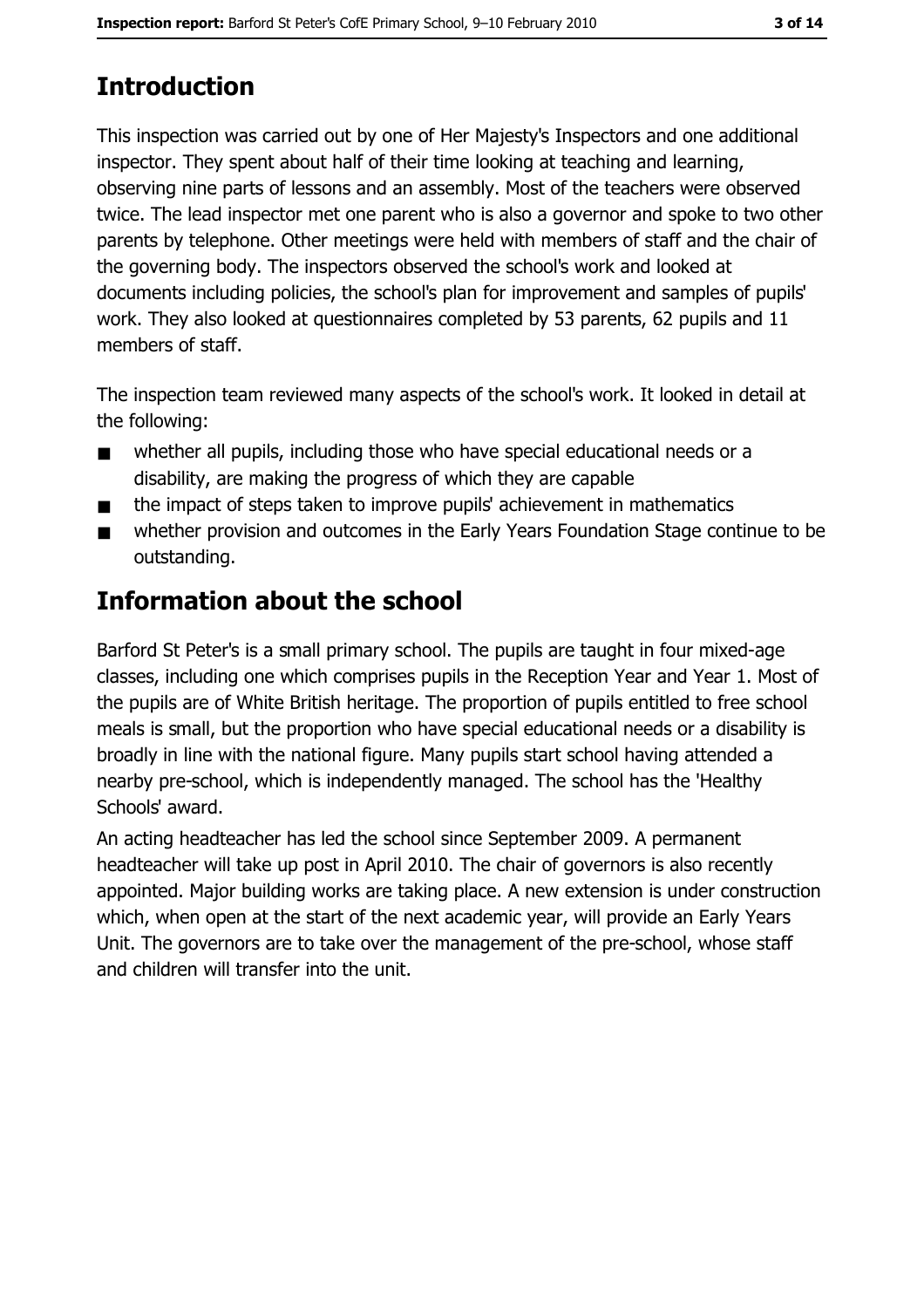# Introduction

This inspection was carried out by one of Her Majesty's Inspectors and one additional inspector. They spent about half of their time looking at teaching and learning, observing nine parts of lessons and an assembly. Most of the teachers were observed twice. The lead inspector met one parent who is also a governor and spoke to two other parents by telephone. Other meetings were held with members of staff and the chair of the governing body. The inspectors observed the school's work and looked at documents including policies, the school's plan for improvement and samples of pupils' work. They also looked at questionnaires completed by 53 parents, 62 pupils and 11 members of staff.

The inspection team reviewed many aspects of the school's work. It looked in detail at the following:

- whether all pupils, including those who have special educational needs or a disability, are making the progress of which they are capable
- the impact of steps taken to improve pupils' achievement in mathematics
- whether provision and outcomes in the Early Years Foundation Stage continue to be outstanding.

# Information about the school

Barford St Peter's is a small primary school. The pupils are taught in four mixed-age classes, including one which comprises pupils in the Reception Year and Year 1. Most of the pupils are of White British heritage. The proportion of pupils entitled to free school meals is small, but the proportion who have special educational needs or a disability is broadly in line with the national figure. Many pupils start school having attended a nearby pre-school, which is independently managed. The school has the 'Healthy Schools' award.

An acting headteacher has led the school since September 2009. A permanent headteacher will take up post in April 2010. The chair of governors is also recently appointed. Major building works are taking place. A new extension is under construction which, when open at the start of the next academic year, will provide an Early Years Unit. The governors are to take over the management of the pre-school, whose staff and children will transfer into the unit.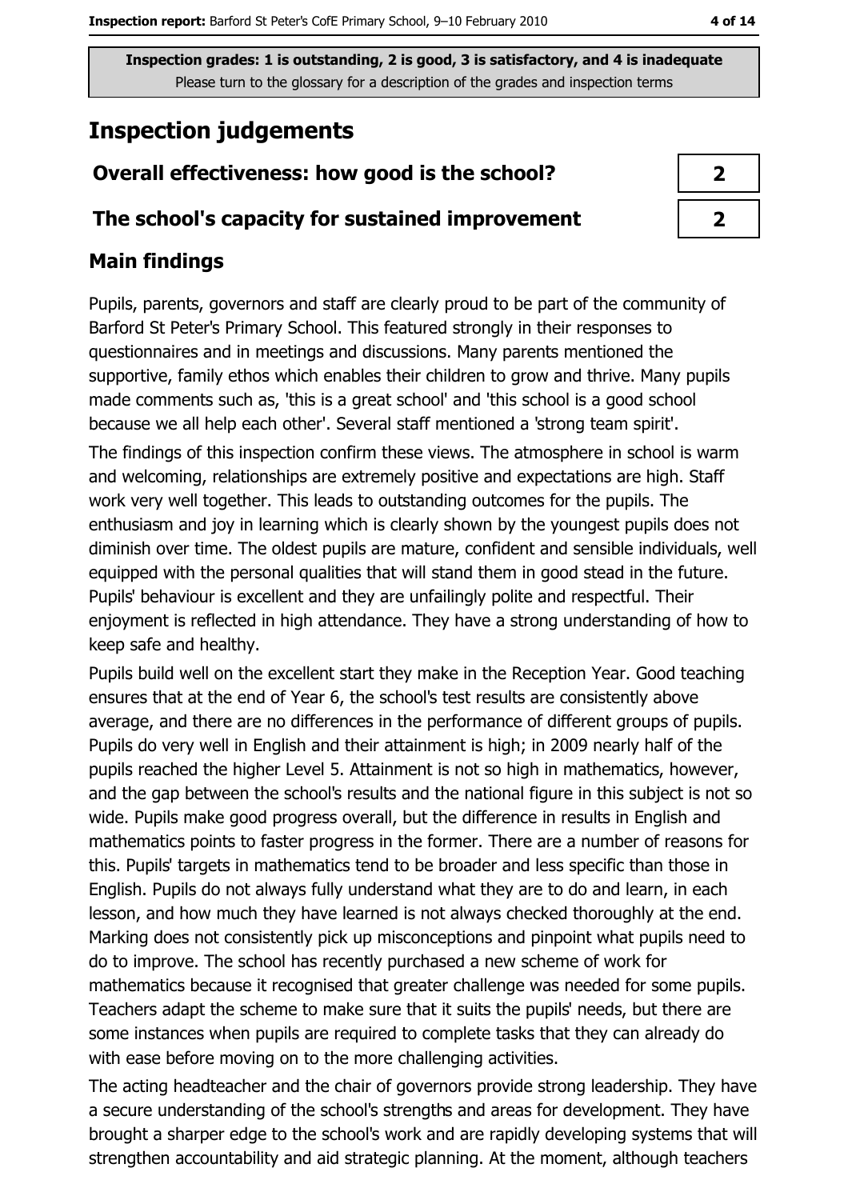**Inspection grades: 1 is outstanding, 2 is good, 3 is satisfactory, and 4 is inadequate**
Please turn to the glossary for a description of the grades and inspection terms

# Inspection judgements

| Overall effectiveness: how good is the school? | 2 |
|---|---|
| The school's capacity for sustained improvement | 2 |

## Main findings

Pupils, parents, governors and staff are clearly proud to be part of the community of Barford St Peter's Primary School. This featured strongly in their responses to questionnaires and in meetings and discussions. Many parents mentioned the supportive, family ethos which enables their children to grow and thrive. Many pupils made comments such as, 'this is a great school' and 'this school is a good school because we all help each other'. Several staff mentioned a 'strong team spirit'.

The findings of this inspection confirm these views. The atmosphere in school is warm and welcoming, relationships are extremely positive and expectations are high. Staff work very well together. This leads to outstanding outcomes for the pupils. The enthusiasm and joy in learning which is clearly shown by the youngest pupils does not diminish over time. The oldest pupils are mature, confident and sensible individuals, well equipped with the personal qualities that will stand them in good stead in the future. Pupils' behaviour is excellent and they are unfailingly polite and respectful. Their enjoyment is reflected in high attendance. They have a strong understanding of how to keep safe and healthy.

Pupils build well on the excellent start they make in the Reception Year. Good teaching ensures that at the end of Year 6, the school's test results are consistently above average, and there are no differences in the performance of different groups of pupils. Pupils do very well in English and their attainment is high; in 2009 nearly half of the pupils reached the higher Level 5. Attainment is not so high in mathematics, however, and the gap between the school's results and the national figure in this subject is not so wide. Pupils make good progress overall, but the difference in results in English and mathematics points to faster progress in the former. There are a number of reasons for this. Pupils' targets in mathematics tend to be broader and less specific than those in English. Pupils do not always fully understand what they are to do and learn, in each lesson, and how much they have learned is not always checked thoroughly at the end. Marking does not consistently pick up misconceptions and pinpoint what pupils need to do to improve. The school has recently purchased a new scheme of work for mathematics because it recognised that greater challenge was needed for some pupils. Teachers adapt the scheme to make sure that it suits the pupils' needs, but there are some instances when pupils are required to complete tasks that they can already do with ease before moving on to the more challenging activities.

The acting headteacher and the chair of governors provide strong leadership. They have a secure understanding of the school's strengths and areas for development. They have brought a sharper edge to the school's work and are rapidly developing systems that will strengthen accountability and aid strategic planning. At the moment, although teachers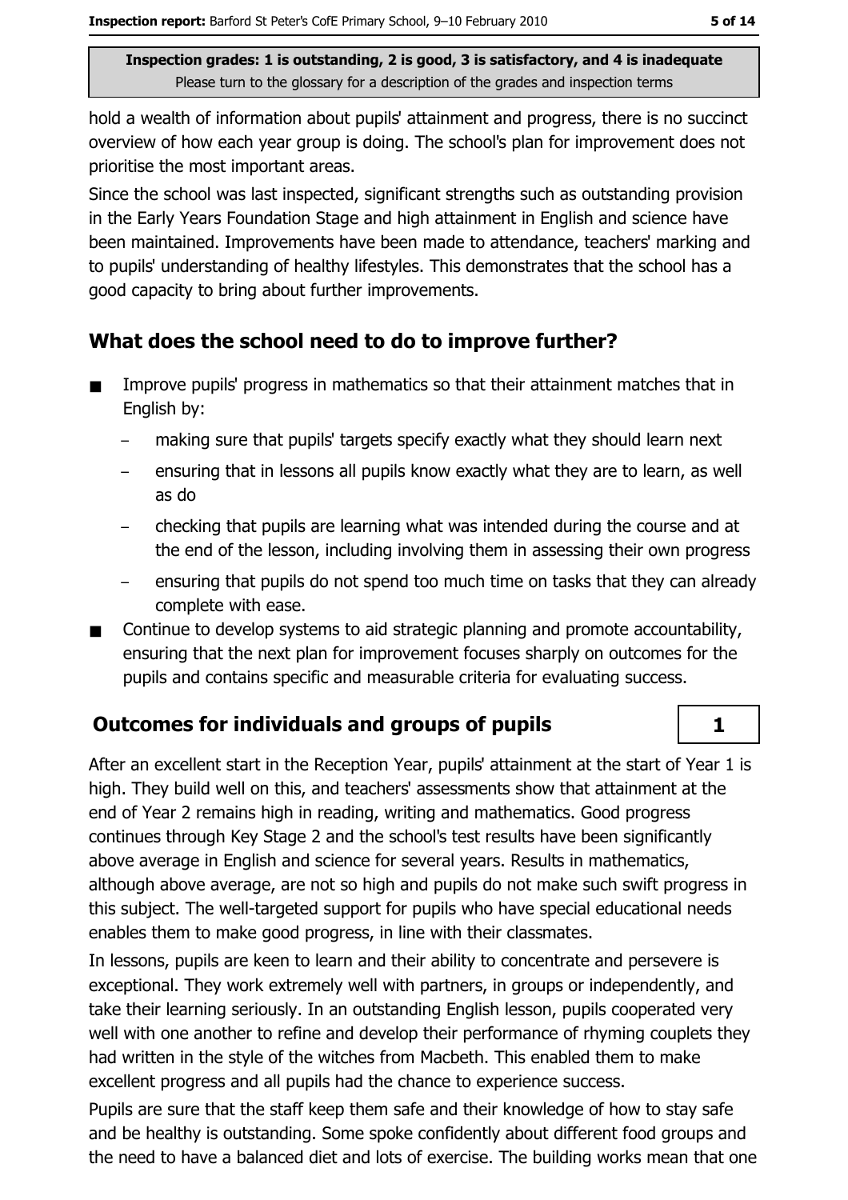hold a wealth of information about pupils' attainment and progress, there is no succinct overview of how each year group is doing. The school's plan for improvement does not prioritise the most important areas.

Since the school was last inspected, significant strengths such as outstanding provision in the Early Years Foundation Stage and high attainment in English and science have been maintained. Improvements have been made to attendance, teachers' marking and to pupils' understanding of healthy lifestyles. This demonstrates that the school has a good capacity to bring about further improvements.

## What does the school need to do to improve further?

- Improve pupils' progress in mathematics so that their attainment matches that in English by:
  - making sure that pupils' targets specify exactly what they should learn next
  - ensuring that in lessons all pupils know exactly what they are to learn, as well as do
  - checking that pupils are learning what was intended during the course and at the end of the lesson, including involving them in assessing their own progress
  - ensuring that pupils do not spend too much time on tasks that they can already complete with ease.
- Continue to develop systems to aid strategic planning and promote accountability, ensuring that the next plan for improvement focuses sharply on outcomes for the pupils and contains specific and measurable criteria for evaluating success.

## Outcomes for individuals and groups of pupils — 1

After an excellent start in the Reception Year, pupils' attainment at the start of Year 1 is high. They build well on this, and teachers' assessments show that attainment at the end of Year 2 remains high in reading, writing and mathematics. Good progress continues through Key Stage 2 and the school's test results have been significantly above average in English and science for several years. Results in mathematics, although above average, are not so high and pupils do not make such swift progress in this subject. The well-targeted support for pupils who have special educational needs enables them to make good progress, in line with their classmates.

In lessons, pupils are keen to learn and their ability to concentrate and persevere is exceptional. They work extremely well with partners, in groups or independently, and take their learning seriously. In an outstanding English lesson, pupils cooperated very well with one another to refine and develop their performance of rhyming couplets they had written in the style of the witches from Macbeth. This enabled them to make excellent progress and all pupils had the chance to experience success.

Pupils are sure that the staff keep them safe and their knowledge of how to stay safe and be healthy is outstanding. Some spoke confidently about different food groups and the need to have a balanced diet and lots of exercise. The building works mean that one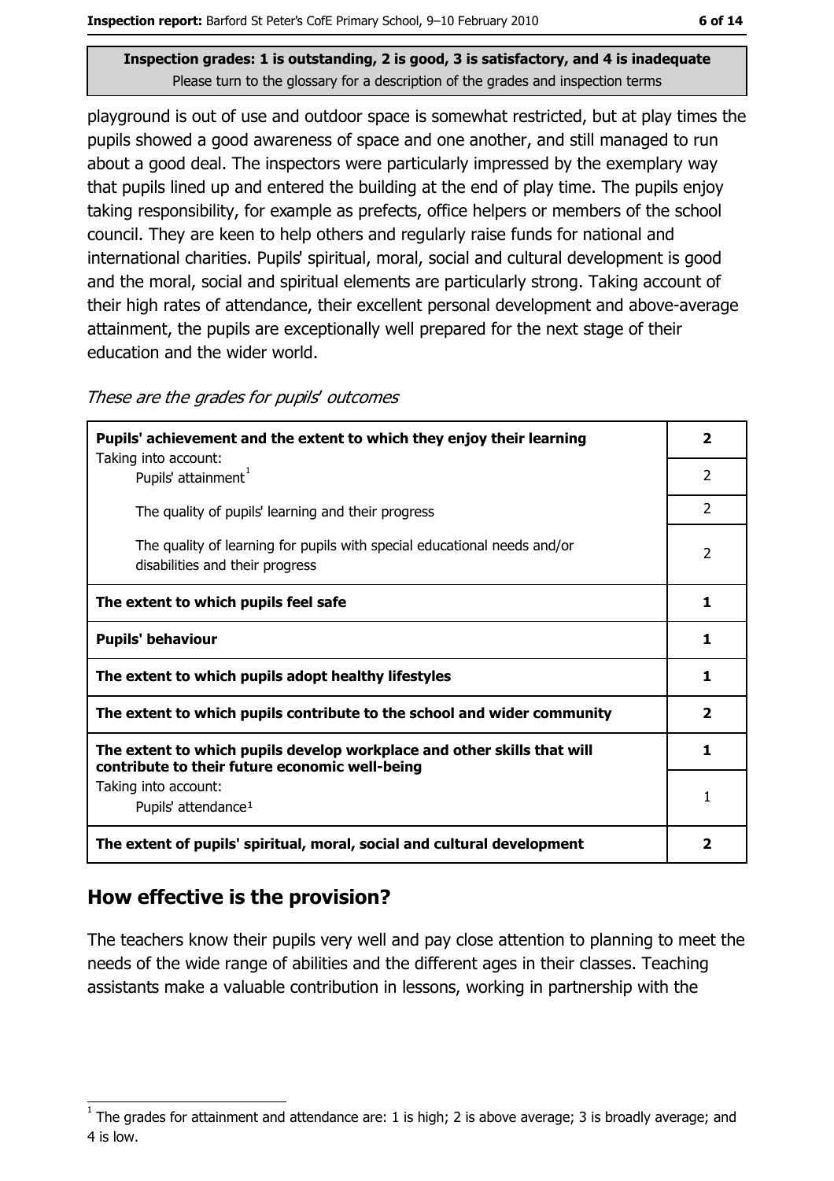**Inspection grades: 1 is outstanding, 2 is good, 3 is satisfactory, and 4 is inadequate**
Please turn to the glossary for a description of the grades and inspection terms

playground is out of use and outdoor space is somewhat restricted, but at play times the pupils showed a good awareness of space and one another, and still managed to run about a good deal. The inspectors were particularly impressed by the exemplary way that pupils lined up and entered the building at the end of play time. The pupils enjoy taking responsibility, for example as prefects, office helpers or members of the school council. They are keen to help others and regularly raise funds for national and international charities. Pupils' spiritual, moral, social and cultural development is good and the moral, social and spiritual elements are particularly strong. Taking account of their high rates of attendance, their excellent personal development and above-average attainment, the pupils are exceptionally well prepared for the next stage of their education and the wider world.

*These are the grades for pupils' outcomes*

| | |
|---|---|
| **Pupils' achievement and the extent to which they enjoy their learning** | **2** |
| Taking into account: Pupils' attainment[1] | 2 |
| The quality of pupils' learning and their progress | 2 |
| The quality of learning for pupils with special educational needs and/or disabilities and their progress | 2 |
| **The extent to which pupils feel safe** | **1** |
| **Pupils' behaviour** | **1** |
| **The extent to which pupils adopt healthy lifestyles** | **1** |
| **The extent to which pupils contribute to the school and wider community** | **2** |
| **The extent to which pupils develop workplace and other skills that will contribute to their future economic well-being** | **1** |
| Taking into account: Pupils' attendance[1] | 1 |
| **The extent of pupils' spiritual, moral, social and cultural development** | **2** |

## How effective is the provision?

The teachers know their pupils very well and pay close attention to planning to meet the needs of the wide range of abilities and the different ages in their classes. Teaching assistants make a valuable contribution in lessons, working in partnership with the

[1] The grades for attainment and attendance are: 1 is high; 2 is above average; 3 is broadly average; and 4 is low.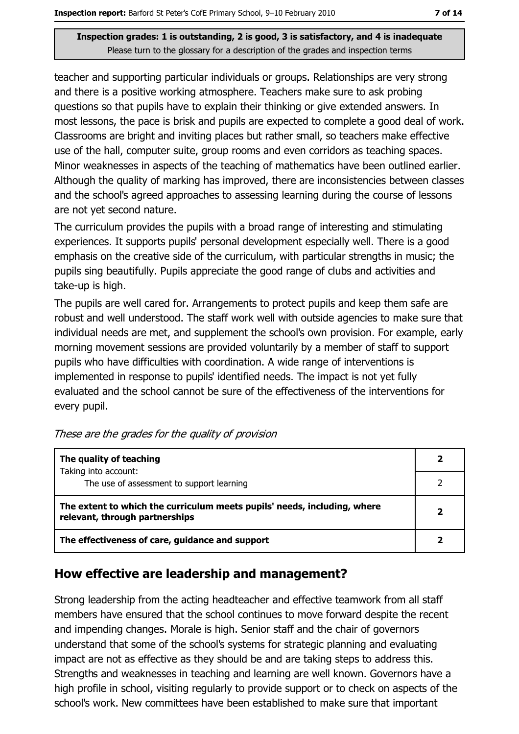teacher and supporting particular individuals or groups. Relationships are very strong and there is a positive working atmosphere. Teachers make sure to ask probing questions so that pupils have to explain their thinking or give extended answers. In most lessons, the pace is brisk and pupils are expected to complete a good deal of work. Classrooms are bright and inviting places but rather small, so teachers make effective use of the hall, computer suite, group rooms and even corridors as teaching spaces. Minor weaknesses in aspects of the teaching of mathematics have been outlined earlier. Although the quality of marking has improved, there are inconsistencies between classes and the school's agreed approaches to assessing learning during the course of lessons are not yet second nature.

The curriculum provides the pupils with a broad range of interesting and stimulating experiences. It supports pupils' personal development especially well. There is a good emphasis on the creative side of the curriculum, with particular strengths in music; the pupils sing beautifully. Pupils appreciate the good range of clubs and activities and take-up is high.

The pupils are well cared for. Arrangements to protect pupils and keep them safe are robust and well understood. The staff work well with outside agencies to make sure that individual needs are met, and supplement the school's own provision. For example, early morning movement sessions are provided voluntarily by a member of staff to support pupils who have difficulties with coordination. A wide range of interventions is implemented in response to pupils' identified needs. The impact is not yet fully evaluated and the school cannot be sure of the effectiveness of the interventions for every pupil.

*These are the grades for the quality of provision*

| | |
|---|---|
| **The quality of teaching** | **2** |
| Taking into account: The use of assessment to support learning | 2 |
| **The extent to which the curriculum meets pupils' needs, including, where relevant, through partnerships** | **2** |
| **The effectiveness of care, guidance and support** | **2** |

## How effective are leadership and management?

Strong leadership from the acting headteacher and effective teamwork from all staff members have ensured that the school continues to move forward despite the recent and impending changes. Morale is high. Senior staff and the chair of governors understand that some of the school's systems for strategic planning and evaluating impact are not as effective as they should be and are taking steps to address this. Strengths and weaknesses in teaching and learning are well known. Governors have a high profile in school, visiting regularly to provide support or to check on aspects of the school's work. New committees have been established to make sure that important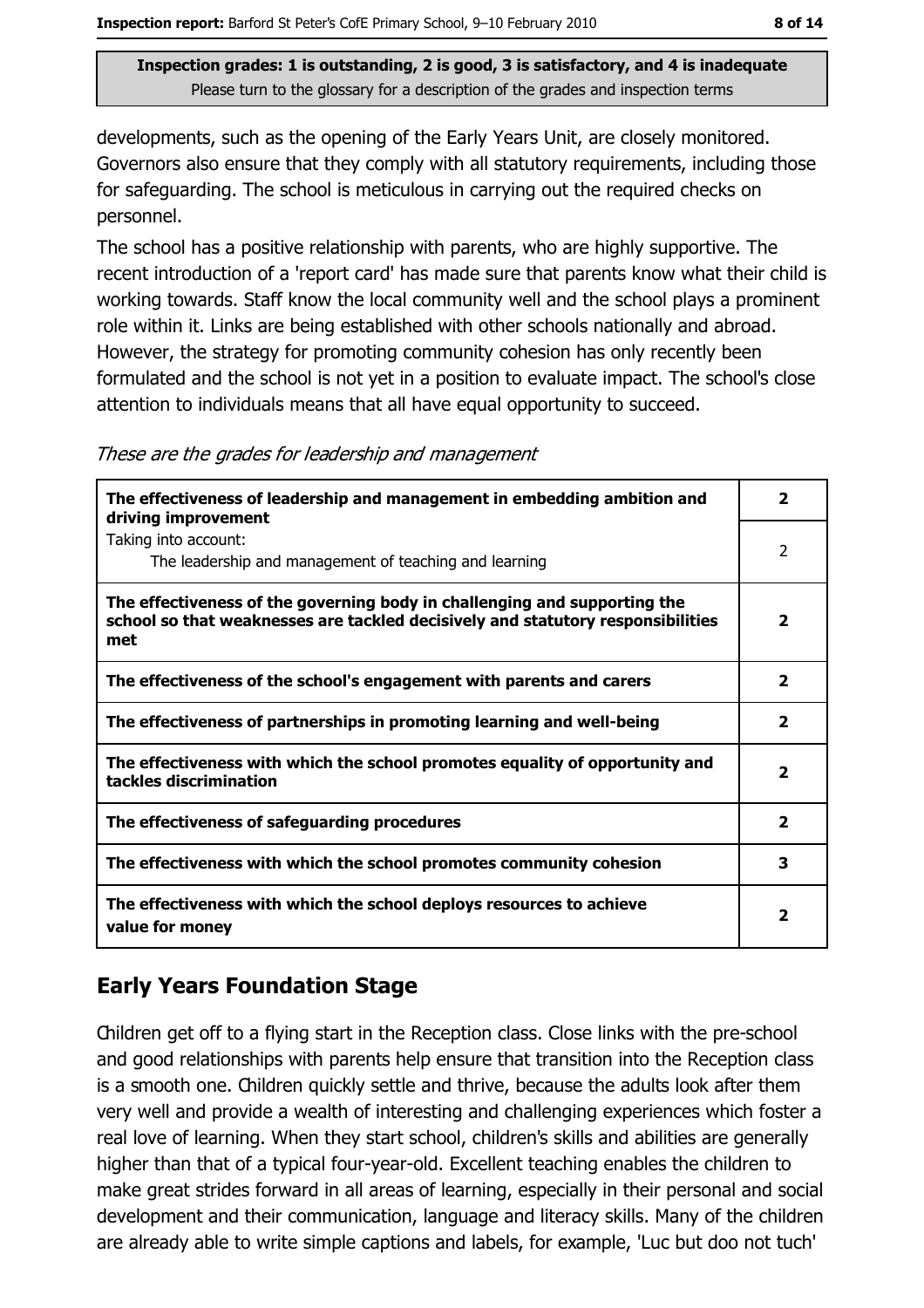**Inspection grades: 1 is outstanding, 2 is good, 3 is satisfactory, and 4 is inadequate**
Please turn to the glossary for a description of the grades and inspection terms

developments, such as the opening of the Early Years Unit, are closely monitored. Governors also ensure that they comply with all statutory requirements, including those for safeguarding. The school is meticulous in carrying out the required checks on personnel.

The school has a positive relationship with parents, who are highly supportive. The recent introduction of a 'report card' has made sure that parents know what their child is working towards. Staff know the local community well and the school plays a prominent role within it. Links are being established with other schools nationally and abroad. However, the strategy for promoting community cohesion has only recently been formulated and the school is not yet in a position to evaluate impact. The school's close attention to individuals means that all have equal opportunity to succeed.

*These are the grades for leadership and management*

| | |
|---|---|
| **The effectiveness of leadership and management in embedding ambition and driving improvement** | **2** |
| Taking into account: The leadership and management of teaching and learning | 2 |
| **The effectiveness of the governing body in challenging and supporting the school so that weaknesses are tackled decisively and statutory responsibilities met** | **2** |
| **The effectiveness of the school's engagement with parents and carers** | **2** |
| **The effectiveness of partnerships in promoting learning and well-being** | **2** |
| **The effectiveness with which the school promotes equality of opportunity and tackles discrimination** | **2** |
| **The effectiveness of safeguarding procedures** | **2** |
| **The effectiveness with which the school promotes community cohesion** | **3** |
| **The effectiveness with which the school deploys resources to achieve value for money** | **2** |

## Early Years Foundation Stage

Children get off to a flying start in the Reception class. Close links with the pre-school and good relationships with parents help ensure that transition into the Reception class is a smooth one. Children quickly settle and thrive, because the adults look after them very well and provide a wealth of interesting and challenging experiences which foster a real love of learning. When they start school, children's skills and abilities are generally higher than that of a typical four-year-old. Excellent teaching enables the children to make great strides forward in all areas of learning, especially in their personal and social development and their communication, language and literacy skills. Many of the children are already able to write simple captions and labels, for example, 'Luc but doo not tuch'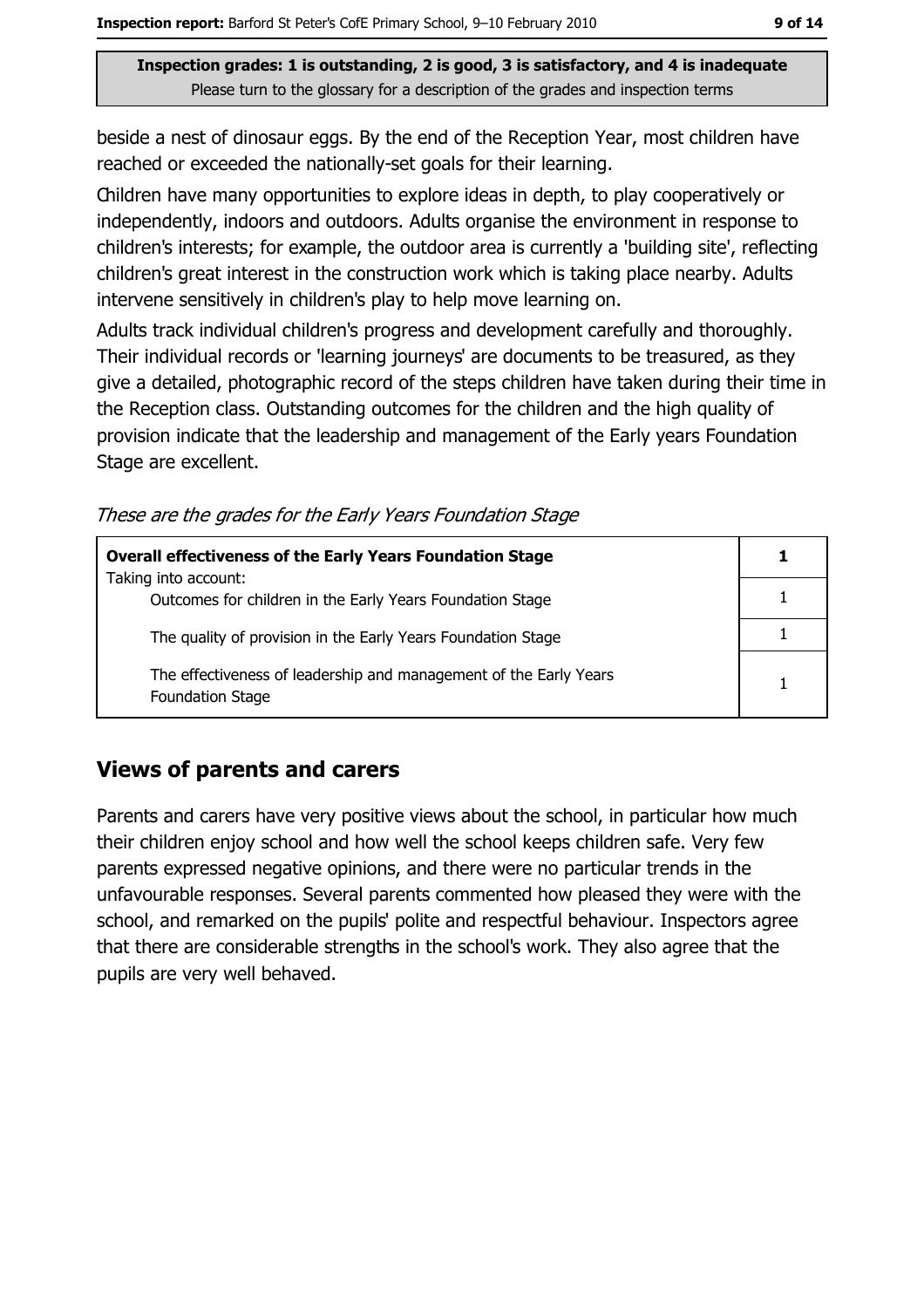**Inspection grades: 1 is outstanding, 2 is good, 3 is satisfactory, and 4 is inadequate**
Please turn to the glossary for a description of the grades and inspection terms

beside a nest of dinosaur eggs. By the end of the Reception Year, most children have reached or exceeded the nationally-set goals for their learning.

Children have many opportunities to explore ideas in depth, to play cooperatively or independently, indoors and outdoors. Adults organise the environment in response to children's interests; for example, the outdoor area is currently a 'building site', reflecting children's great interest in the construction work which is taking place nearby. Adults intervene sensitively in children's play to help move learning on.

Adults track individual children's progress and development carefully and thoroughly. Their individual records or 'learning journeys' are documents to be treasured, as they give a detailed, photographic record of the steps children have taken during their time in the Reception class. Outstanding outcomes for the children and the high quality of provision indicate that the leadership and management of the Early years Foundation Stage are excellent.

*These are the grades for the Early Years Foundation Stage*

| **Overall effectiveness of the Early Years Foundation Stage** | **1** |
|---|---|
| Taking into account: Outcomes for children in the Early Years Foundation Stage | 1 |
| The quality of provision in the Early Years Foundation Stage | 1 |
| The effectiveness of leadership and management of the Early Years Foundation Stage | 1 |

## Views of parents and carers

Parents and carers have very positive views about the school, in particular how much their children enjoy school and how well the school keeps children safe. Very few parents expressed negative opinions, and there were no particular trends in the unfavourable responses. Several parents commented how pleased they were with the school, and remarked on the pupils' polite and respectful behaviour. Inspectors agree that there are considerable strengths in the school's work. They also agree that the pupils are very well behaved.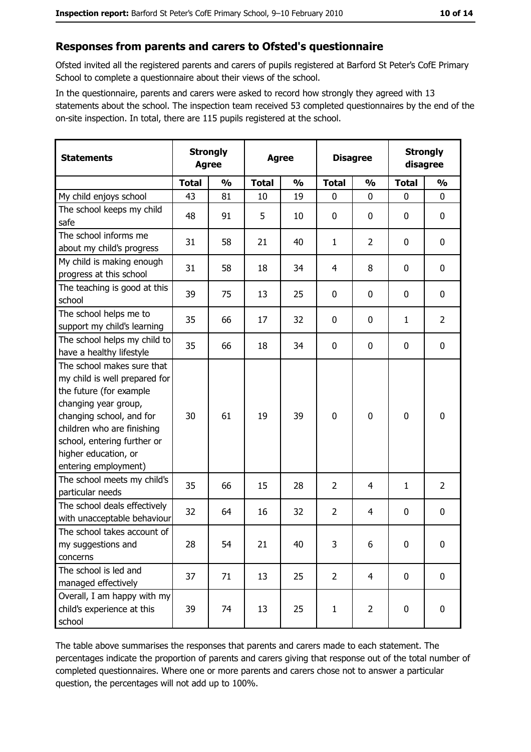## Responses from parents and carers to Ofsted's questionnaire

Ofsted invited all the registered parents and carers of pupils registered at Barford St Peter's CofE Primary School to complete a questionnaire about their views of the school.

In the questionnaire, parents and carers were asked to record how strongly they agreed with 13 statements about the school. The inspection team received 53 completed questionnaires by the end of the on-site inspection. In total, there are 115 pupils registered at the school.

| Statements | Strongly Agree | | Agree | | Disagree | | Strongly disagree | |
|---|---|---|---|---|---|---|---|---|
| | **Total** | **%** | **Total** | **%** | **Total** | **%** | **Total** | **%** |
| My child enjoys school | 43 | 81 | 10 | 19 | 0 | 0 | 0 | 0 |
| The school keeps my child safe | 48 | 91 | 5 | 10 | 0 | 0 | 0 | 0 |
| The school informs me about my child's progress | 31 | 58 | 21 | 40 | 1 | 2 | 0 | 0 |
| My child is making enough progress at this school | 31 | 58 | 18 | 34 | 4 | 8 | 0 | 0 |
| The teaching is good at this school | 39 | 75 | 13 | 25 | 0 | 0 | 0 | 0 |
| The school helps me to support my child's learning | 35 | 66 | 17 | 32 | 0 | 0 | 1 | 2 |
| The school helps my child to have a healthy lifestyle | 35 | 66 | 18 | 34 | 0 | 0 | 0 | 0 |
| The school makes sure that my child is well prepared for the future (for example changing year group, changing school, and for children who are finishing school, entering further or higher education, or entering employment) | 30 | 61 | 19 | 39 | 0 | 0 | 0 | 0 |
| The school meets my child's particular needs | 35 | 66 | 15 | 28 | 2 | 4 | 1 | 2 |
| The school deals effectively with unacceptable behaviour | 32 | 64 | 16 | 32 | 2 | 4 | 0 | 0 |
| The school takes account of my suggestions and concerns | 28 | 54 | 21 | 40 | 3 | 6 | 0 | 0 |
| The school is led and managed effectively | 37 | 71 | 13 | 25 | 2 | 4 | 0 | 0 |
| Overall, I am happy with my child's experience at this school | 39 | 74 | 13 | 25 | 1 | 2 | 0 | 0 |

The table above summarises the responses that parents and carers made to each statement. The percentages indicate the proportion of parents and carers giving that response out of the total number of completed questionnaires. Where one or more parents and carers chose not to answer a particular question, the percentages will not add up to 100%.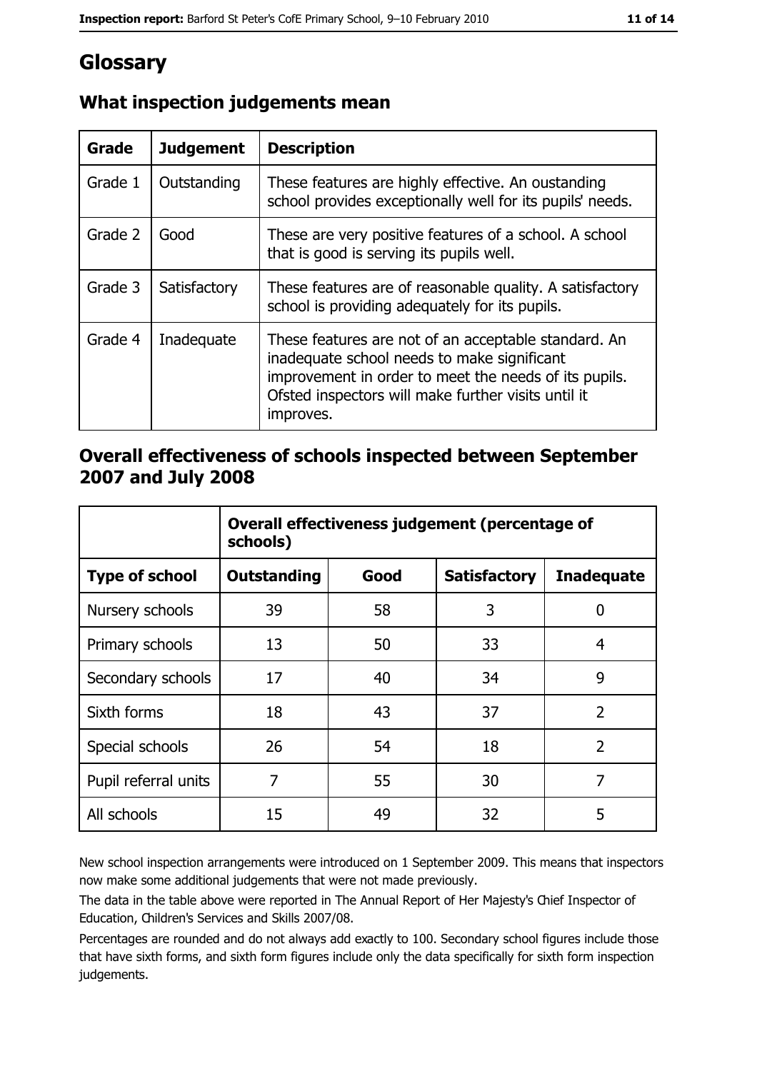# Glossary

## What inspection judgements mean

| Grade | Judgement | Description |
|---|---|---|
| Grade 1 | Outstanding | These features are highly effective. An oustanding school provides exceptionally well for its pupils' needs. |
| Grade 2 | Good | These are very positive features of a school. A school that is good is serving its pupils well. |
| Grade 3 | Satisfactory | These features are of reasonable quality. A satisfactory school is providing adequately for its pupils. |
| Grade 4 | Inadequate | These features are not of an acceptable standard. An inadequate school needs to make significant improvement in order to meet the needs of its pupils. Ofsted inspectors will make further visits until it improves. |

## Overall effectiveness of schools inspected between September 2007 and July 2008

| | Overall effectiveness judgement (percentage of schools) | | | |
|---|---|---|---|---|
| **Type of school** | **Outstanding** | **Good** | **Satisfactory** | **Inadequate** |
| Nursery schools | 39 | 58 | 3 | 0 |
| Primary schools | 13 | 50 | 33 | 4 |
| Secondary schools | 17 | 40 | 34 | 9 |
| Sixth forms | 18 | 43 | 37 | 2 |
| Special schools | 26 | 54 | 18 | 2 |
| Pupil referral units | 7 | 55 | 30 | 7 |
| All schools | 15 | 49 | 32 | 5 |

New school inspection arrangements were introduced on 1 September 2009. This means that inspectors now make some additional judgements that were not made previously.

The data in the table above were reported in The Annual Report of Her Majesty's Chief Inspector of Education, Children's Services and Skills 2007/08.

Percentages are rounded and do not always add exactly to 100. Secondary school figures include those that have sixth forms, and sixth form figures include only the data specifically for sixth form inspection judgements.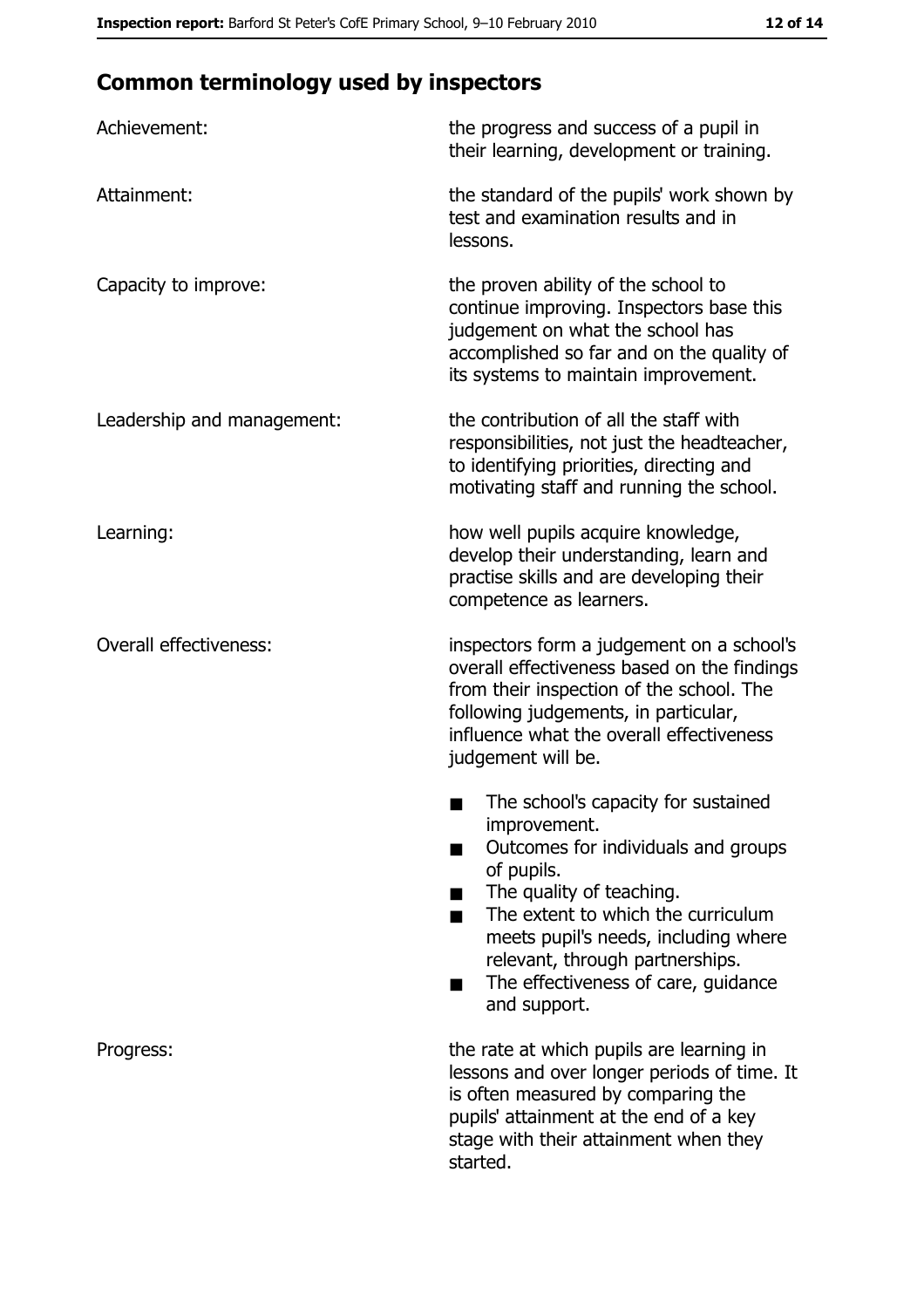## Common terminology used by inspectors

| | |
|---|---|
| Achievement: | the progress and success of a pupil in their learning, development or training. |
| Attainment: | the standard of the pupils' work shown by test and examination results and in lessons. |
| Capacity to improve: | the proven ability of the school to continue improving. Inspectors base this judgement on what the school has accomplished so far and on the quality of its systems to maintain improvement. |
| Leadership and management: | the contribution of all the staff with responsibilities, not just the headteacher, to identifying priorities, directing and motivating staff and running the school. |
| Learning: | how well pupils acquire knowledge, develop their understanding, learn and practise skills and are developing their competence as learners. |
| Overall effectiveness: | inspectors form a judgement on a school's overall effectiveness based on the findings from their inspection of the school. The following judgements, in particular, influence what the overall effectiveness judgement will be.<br>■ The school's capacity for sustained improvement.<br>■ Outcomes for individuals and groups of pupils.<br>■ The quality of teaching.<br>■ The extent to which the curriculum meets pupil's needs, including where relevant, through partnerships.<br>■ The effectiveness of care, guidance and support. |
| Progress: | the rate at which pupils are learning in lessons and over longer periods of time. It is often measured by comparing the pupils' attainment at the end of a key stage with their attainment when they started. |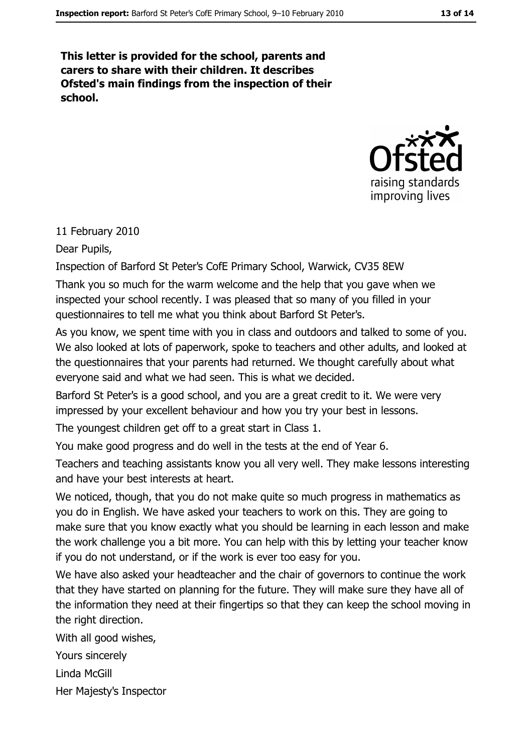**This letter is provided for the school, parents and carers to share with their children. It describes Ofsted's main findings from the inspection of their school.**

11 February 2010

Dear Pupils,

Inspection of Barford St Peter's CofE Primary School, Warwick, CV35 8EW

Thank you so much for the warm welcome and the help that you gave when we inspected your school recently. I was pleased that so many of you filled in your questionnaires to tell me what you think about Barford St Peter's.

As you know, we spent time with you in class and outdoors and talked to some of you. We also looked at lots of paperwork, spoke to teachers and other adults, and looked at the questionnaires that your parents had returned. We thought carefully about what everyone said and what we had seen. This is what we decided.

Barford St Peter's is a good school, and you are a great credit to it. We were very impressed by your excellent behaviour and how you try your best in lessons.

The youngest children get off to a great start in Class 1.

You make good progress and do well in the tests at the end of Year 6.

Teachers and teaching assistants know you all very well. They make lessons interesting and have your best interests at heart.

We noticed, though, that you do not make quite so much progress in mathematics as you do in English. We have asked your teachers to work on this. They are going to make sure that you know exactly what you should be learning in each lesson and make the work challenge you a bit more. You can help with this by letting your teacher know if you do not understand, or if the work is ever too easy for you.

We have also asked your headteacher and the chair of governors to continue the work that they have started on planning for the future. They will make sure they have all of the information they need at their fingertips so that they can keep the school moving in the right direction.

With all good wishes,

Yours sincerely

Linda McGill

Her Majesty's Inspector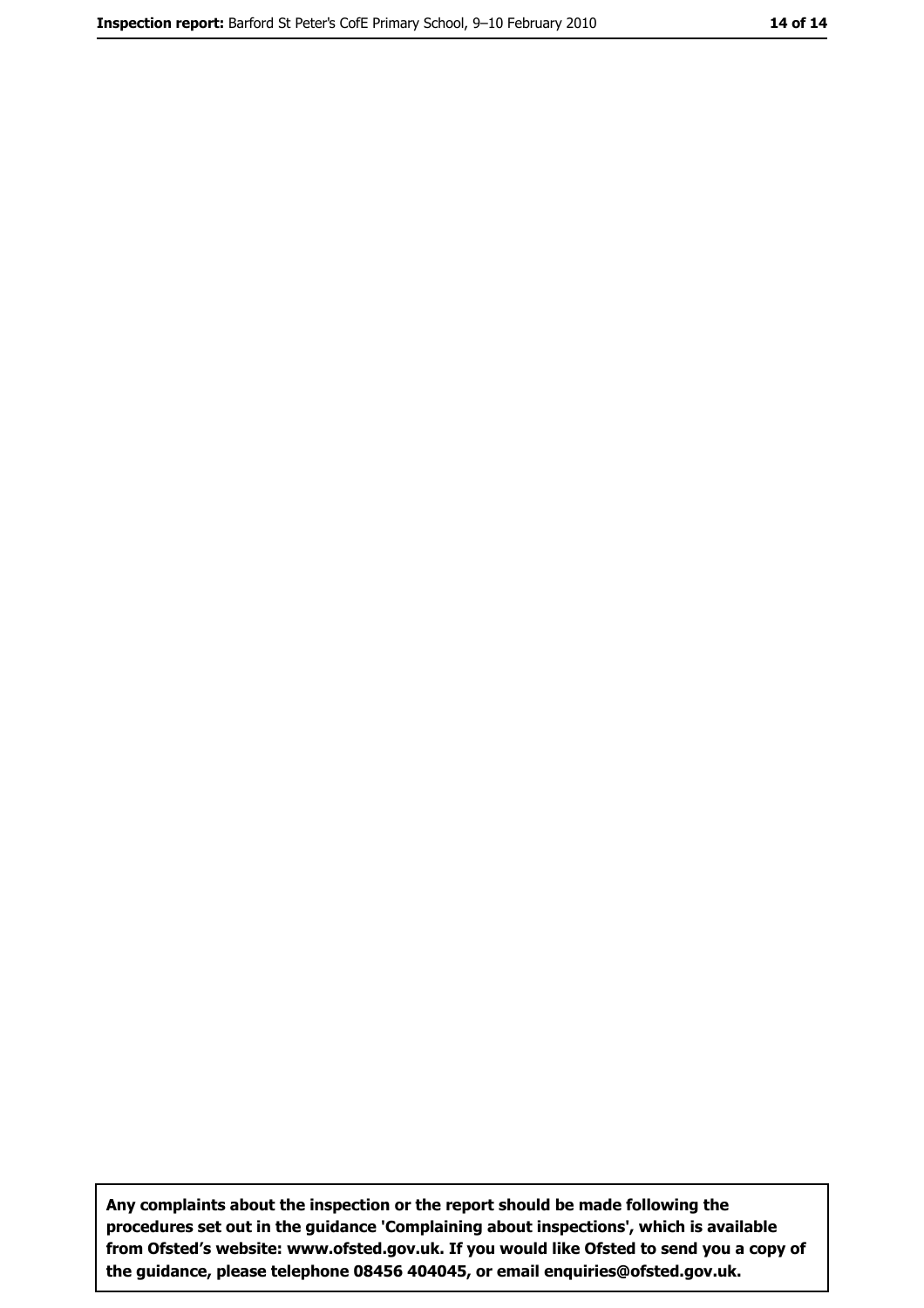**Any complaints about the inspection or the report should be made following the procedures set out in the guidance 'Complaining about inspections', which is available from Ofsted's website: www.ofsted.gov.uk. If you would like Ofsted to send you a copy of the guidance, please telephone 08456 404045, or email enquiries@ofsted.gov.uk.**